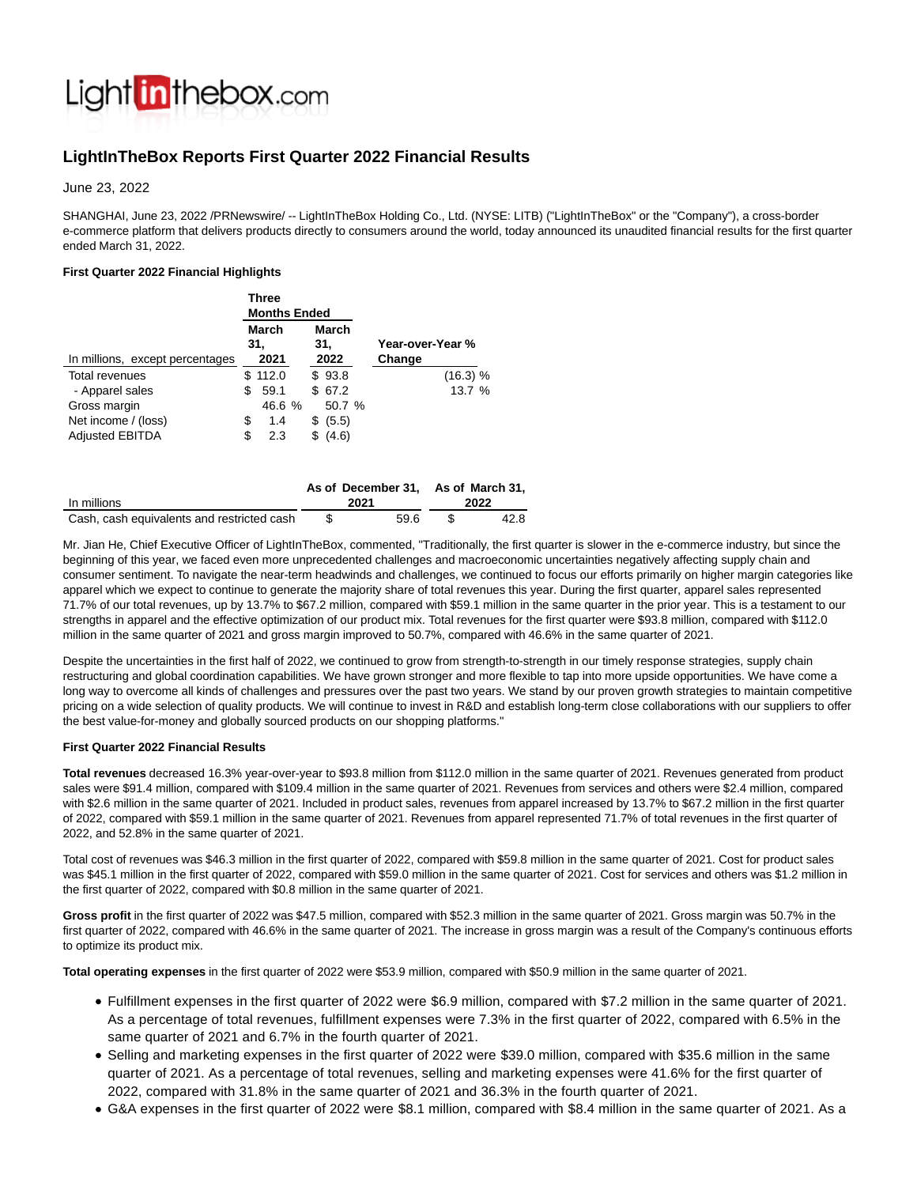# LightInTheBox Reports First Quarter 2022 Financial Results

June 23, 2022

SHANGHAI, June 23, 2022 /PRNewswire/ -- LightInTheBox Holding Co., Ltd. (NYSE: LITB) ("LightInTheBox" or the "Company"), a cross-border e-commerce platform that delivers products directly to consumers around the world, today announced its unaudited financial results for the first quarter ended March 31, 2022.

**First Quarter 2022 Financial Highlights**

| In millions, except percentages | Three Months Ended March 31, 2021 | Three Months Ended March 31, 2022 | Year-over-Year % Change |
|---|---|---|---|
| Total revenues | $ 112.0 | $ 93.8 | (16.3) % |
| - Apparel sales | $ 59.1 | $ 67.2 | 13.7 % |
| Gross margin | 46.6 % | 50.7 % | |
| Net income / (loss) | $ 1.4 | $ (5.5) | |
| Adjusted EBITDA | $ 2.3 | $ (4.6) | |

| In millions | As of December 31, 2021 | As of March 31, 2022 |
|---|---|---|
| Cash, cash equivalents and restricted cash | $ 59.6 | $ 42.8 |

Mr. Jian He, Chief Executive Officer of LightInTheBox, commented, "Traditionally, the first quarter is slower in the e-commerce industry, but since the beginning of this year, we faced even more unprecedented challenges and macroeconomic uncertainties negatively affecting supply chain and consumer sentiment. To navigate the near-term headwinds and challenges, we continued to focus our efforts primarily on higher margin categories like apparel which we expect to continue to generate the majority share of total revenues this year. During the first quarter, apparel sales represented 71.7% of our total revenues, up by 13.7% to $67.2 million, compared with $59.1 million in the same quarter in the prior year. This is a testament to our strengths in apparel and the effective optimization of our product mix. Total revenues for the first quarter were $93.8 million, compared with $112.0 million in the same quarter of 2021 and gross margin improved to 50.7%, compared with 46.6% in the same quarter of 2021.

Despite the uncertainties in the first half of 2022, we continued to grow from strength-to-strength in our timely response strategies, supply chain restructuring and global coordination capabilities. We have grown stronger and more flexible to tap into more upside opportunities. We have come a long way to overcome all kinds of challenges and pressures over the past two years. We stand by our proven growth strategies to maintain competitive pricing on a wide selection of quality products. We will continue to invest in R&D and establish long-term close collaborations with our suppliers to offer the best value-for-money and globally sourced products on our shopping platforms."

**First Quarter 2022 Financial Results**

**Total revenues** decreased 16.3% year-over-year to $93.8 million from $112.0 million in the same quarter of 2021. Revenues generated from product sales were $91.4 million, compared with $109.4 million in the same quarter of 2021. Revenues from services and others were $2.4 million, compared with $2.6 million in the same quarter of 2021. Included in product sales, revenues from apparel increased by 13.7% to $67.2 million in the first quarter of 2022, compared with $59.1 million in the same quarter of 2021. Revenues from apparel represented 71.7% of total revenues in the first quarter of 2022, and 52.8% in the same quarter of 2021.

Total cost of revenues was $46.3 million in the first quarter of 2022, compared with $59.8 million in the same quarter of 2021. Cost for product sales was $45.1 million in the first quarter of 2022, compared with $59.0 million in the same quarter of 2021. Cost for services and others was $1.2 million in the first quarter of 2022, compared with $0.8 million in the same quarter of 2021.

**Gross profit** in the first quarter of 2022 was $47.5 million, compared with $52.3 million in the same quarter of 2021. Gross margin was 50.7% in the first quarter of 2022, compared with 46.6% in the same quarter of 2021. The increase in gross margin was a result of the Company's continuous efforts to optimize its product mix.

**Total operating expenses** in the first quarter of 2022 were $53.9 million, compared with $50.9 million in the same quarter of 2021.

- Fulfillment expenses in the first quarter of 2022 were $6.9 million, compared with $7.2 million in the same quarter of 2021. As a percentage of total revenues, fulfillment expenses were 7.3% in the first quarter of 2022, compared with 6.5% in the same quarter of 2021 and 6.7% in the fourth quarter of 2021.
- Selling and marketing expenses in the first quarter of 2022 were $39.0 million, compared with $35.6 million in the same quarter of 2021. As a percentage of total revenues, selling and marketing expenses were 41.6% for the first quarter of 2022, compared with 31.8% in the same quarter of 2021 and 36.3% in the fourth quarter of 2021.
- G&A expenses in the first quarter of 2022 were $8.1 million, compared with $8.4 million in the same quarter of 2021. As a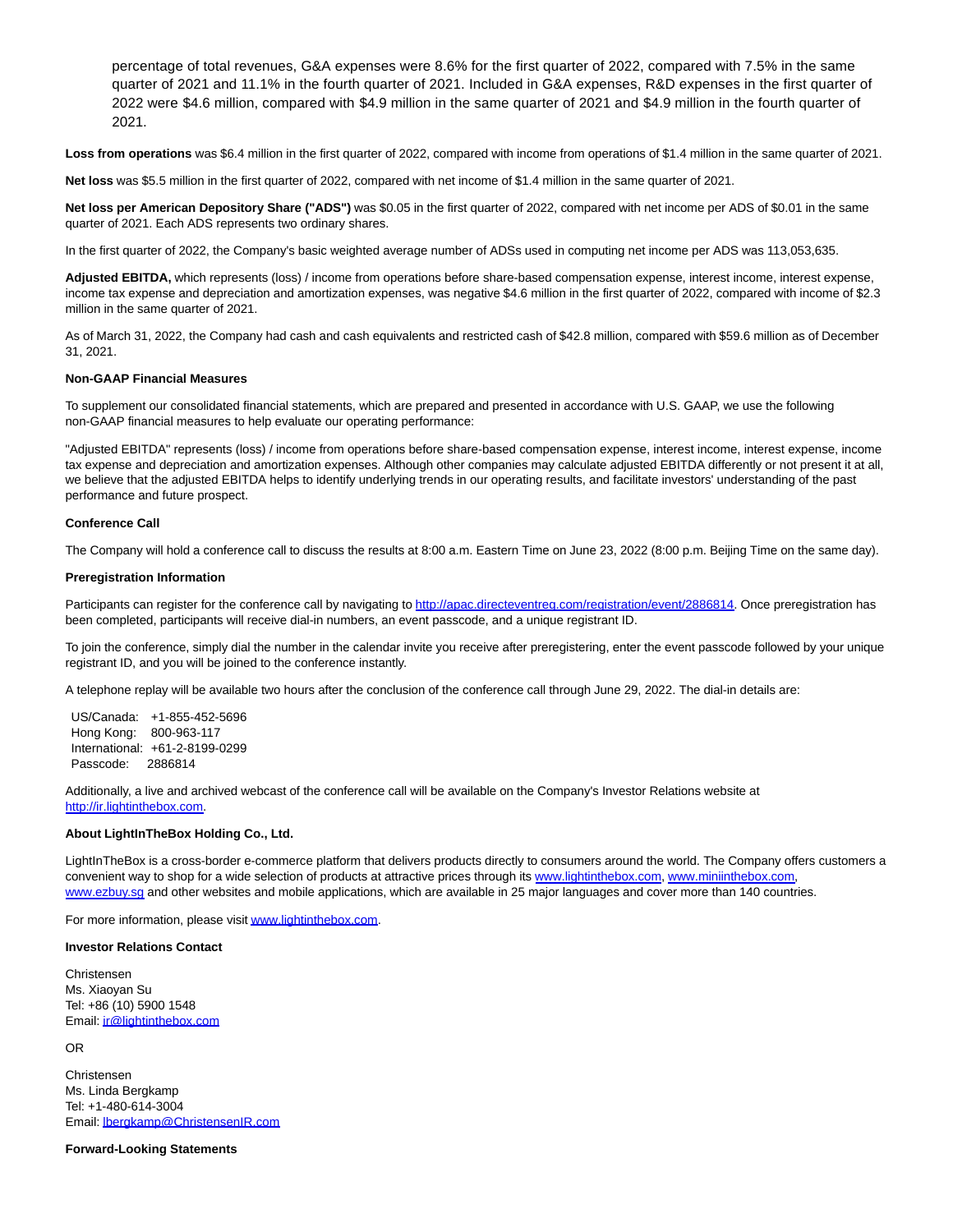percentage of total revenues, G&A expenses were 8.6% for the first quarter of 2022, compared with 7.5% in the same quarter of 2021 and 11.1% in the fourth quarter of 2021. Included in G&A expenses, R&D expenses in the first quarter of 2022 were $4.6 million, compared with $4.9 million in the same quarter of 2021 and $4.9 million in the fourth quarter of 2021.

**Loss from operations** was $6.4 million in the first quarter of 2022, compared with income from operations of $1.4 million in the same quarter of 2021.

**Net loss** was $5.5 million in the first quarter of 2022, compared with net income of $1.4 million in the same quarter of 2021.

**Net loss per American Depository Share ("ADS")** was $0.05 in the first quarter of 2022, compared with net income per ADS of $0.01 in the same quarter of 2021. Each ADS represents two ordinary shares.

In the first quarter of 2022, the Company's basic weighted average number of ADSs used in computing net income per ADS was 113,053,635.

**Adjusted EBITDA,** which represents (loss) / income from operations before share-based compensation expense, interest income, interest expense, income tax expense and depreciation and amortization expenses, was negative $4.6 million in the first quarter of 2022, compared with income of $2.3 million in the same quarter of 2021.

As of March 31, 2022, the Company had cash and cash equivalents and restricted cash of $42.8 million, compared with $59.6 million as of December 31, 2021.

**Non-GAAP Financial Measures**

To supplement our consolidated financial statements, which are prepared and presented in accordance with U.S. GAAP, we use the following non-GAAP financial measures to help evaluate our operating performance:

"Adjusted EBITDA" represents (loss) / income from operations before share-based compensation expense, interest income, interest expense, income tax expense and depreciation and amortization expenses. Although other companies may calculate adjusted EBITDA differently or not present it at all, we believe that the adjusted EBITDA helps to identify underlying trends in our operating results, and facilitate investors' understanding of the past performance and future prospect.

**Conference Call**

The Company will hold a conference call to discuss the results at 8:00 a.m. Eastern Time on June 23, 2022 (8:00 p.m. Beijing Time on the same day).

**Preregistration Information**

Participants can register for the conference call by navigating to http://apac.directeventreg.com/registration/event/2886814. Once preregistration has been completed, participants will receive dial-in numbers, an event passcode, and a unique registrant ID.

To join the conference, simply dial the number in the calendar invite you receive after preregistering, enter the event passcode followed by your unique registrant ID, and you will be joined to the conference instantly.

A telephone replay will be available two hours after the conclusion of the conference call through June 29, 2022. The dial-in details are:

US/Canada: +1-855-452-5696
Hong Kong: 800-963-117
International: +61-2-8199-0299
Passcode: 2886814

Additionally, a live and archived webcast of the conference call will be available on the Company's Investor Relations website at http://ir.lightinthebox.com.

**About LightInTheBox Holding Co., Ltd.**

LightInTheBox is a cross-border e-commerce platform that delivers products directly to consumers around the world. The Company offers customers a convenient way to shop for a wide selection of products at attractive prices through its www.lightinthebox.com, www.miniinthebox.com, www.ezbuy.sg and other websites and mobile applications, which are available in 25 major languages and cover more than 140 countries.

For more information, please visit www.lightinthebox.com.

**Investor Relations Contact**

Christensen
Ms. Xiaoyan Su
Tel: +86 (10) 5900 1548
Email: ir@lightinthebox.com

OR

Christensen
Ms. Linda Bergkamp
Tel: +1-480-614-3004
Email: lbergkamp@ChristensenIR.com

**Forward-Looking Statements**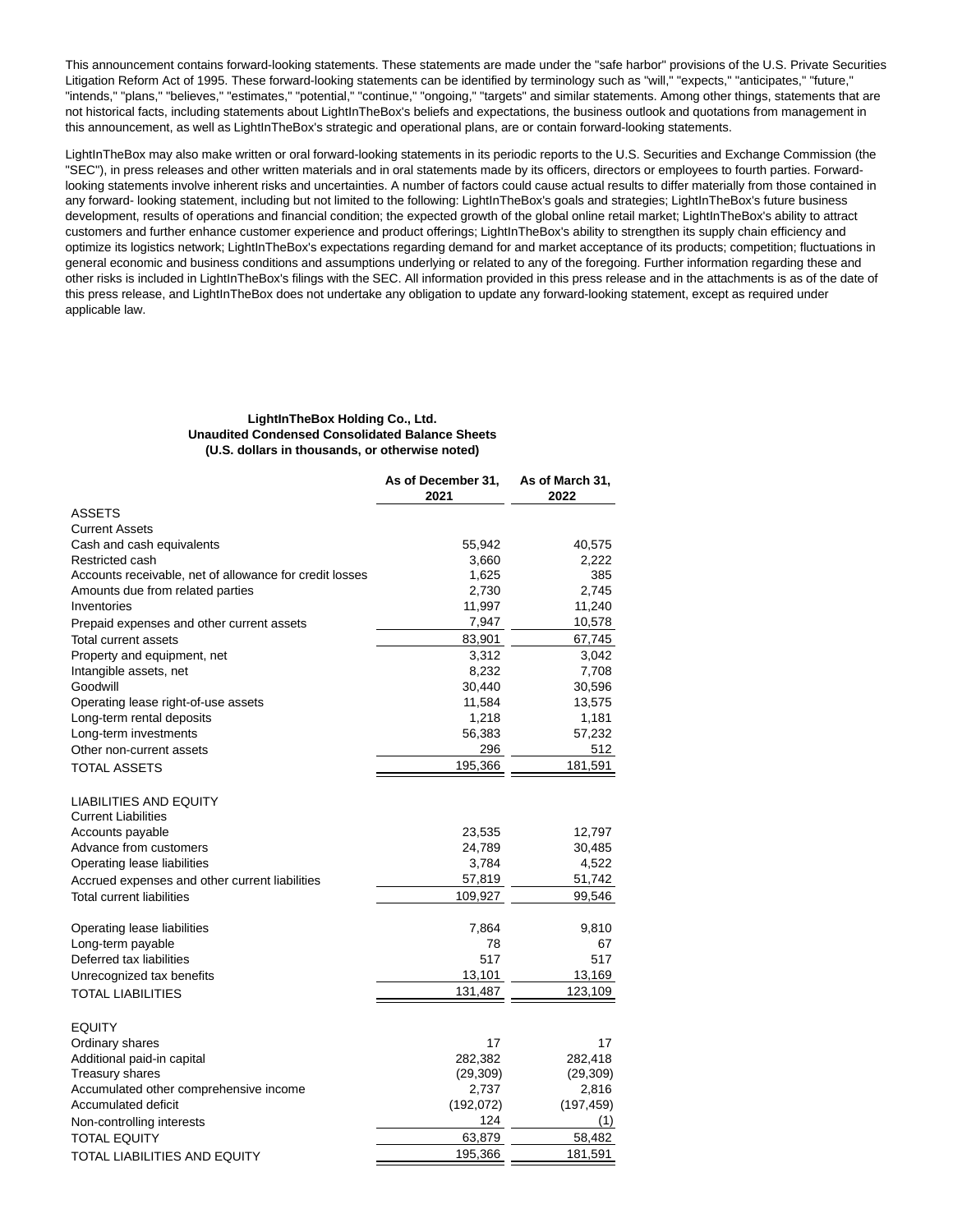This announcement contains forward-looking statements. These statements are made under the "safe harbor" provisions of the U.S. Private Securities Litigation Reform Act of 1995. These forward-looking statements can be identified by terminology such as "will," "expects," "anticipates," "future," "intends," "plans," "believes," "estimates," "potential," "continue," "ongoing," "targets" and similar statements. Among other things, statements that are not historical facts, including statements about LightInTheBox's beliefs and expectations, the business outlook and quotations from management in this announcement, as well as LightInTheBox's strategic and operational plans, are or contain forward-looking statements.

LightInTheBox may also make written or oral forward-looking statements in its periodic reports to the U.S. Securities and Exchange Commission (the "SEC"), in press releases and other written materials and in oral statements made by its officers, directors or employees to fourth parties. Forward-looking statements involve inherent risks and uncertainties. A number of factors could cause actual results to differ materially from those contained in any forward- looking statement, including but not limited to the following: LightInTheBox's goals and strategies; LightInTheBox's future business development, results of operations and financial condition; the expected growth of the global online retail market; LightInTheBox's ability to attract customers and further enhance customer experience and product offerings; LightInTheBox's ability to strengthen its supply chain efficiency and optimize its logistics network; LightInTheBox's expectations regarding demand for and market acceptance of its products; competition; fluctuations in general economic and business conditions and assumptions underlying or related to any of the foregoing. Further information regarding these and other risks is included in LightInTheBox's filings with the SEC. All information provided in this press release and in the attachments is as of the date of this press release, and LightInTheBox does not undertake any obligation to update any forward-looking statement, except as required under applicable law.

**LightInTheBox Holding Co., Ltd.**
**Unaudited Condensed Consolidated Balance Sheets**
**(U.S. dollars in thousands, or otherwise noted)**

| | As of December 31, 2021 | As of March 31, 2022 |
|---|---|---|
| ASSETS | | |
| Current Assets | | |
| Cash and cash equivalents | 55,942 | 40,575 |
| Restricted cash | 3,660 | 2,222 |
| Accounts receivable, net of allowance for credit losses | 1,625 | 385 |
| Amounts due from related parties | 2,730 | 2,745 |
| Inventories | 11,997 | 11,240 |
| Prepaid expenses and other current assets | 7,947 | 10,578 |
| Total current assets | 83,901 | 67,745 |
| Property and equipment, net | 3,312 | 3,042 |
| Intangible assets, net | 8,232 | 7,708 |
| Goodwill | 30,440 | 30,596 |
| Operating lease right-of-use assets | 11,584 | 13,575 |
| Long-term rental deposits | 1,218 | 1,181 |
| Long-term investments | 56,383 | 57,232 |
| Other non-current assets | 296 | 512 |
| TOTAL ASSETS | 195,366 | 181,591 |
| | | |
| LIABILITIES AND EQUITY | | |
| Current Liabilities | | |
| Accounts payable | 23,535 | 12,797 |
| Advance from customers | 24,789 | 30,485 |
| Operating lease liabilities | 3,784 | 4,522 |
| Accrued expenses and other current liabilities | 57,819 | 51,742 |
| Total current liabilities | 109,927 | 99,546 |
| | | |
| Operating lease liabilities | 7,864 | 9,810 |
| Long-term payable | 78 | 67 |
| Deferred tax liabilities | 517 | 517 |
| Unrecognized tax benefits | 13,101 | 13,169 |
| TOTAL LIABILITIES | 131,487 | 123,109 |
| | | |
| EQUITY | | |
| Ordinary shares | 17 | 17 |
| Additional paid-in capital | 282,382 | 282,418 |
| Treasury shares | (29,309) | (29,309) |
| Accumulated other comprehensive income | 2,737 | 2,816 |
| Accumulated deficit | (192,072) | (197,459) |
| Non-controlling interests | 124 | (1) |
| TOTAL EQUITY | 63,879 | 58,482 |
| TOTAL LIABILITIES AND EQUITY | 195,366 | 181,591 |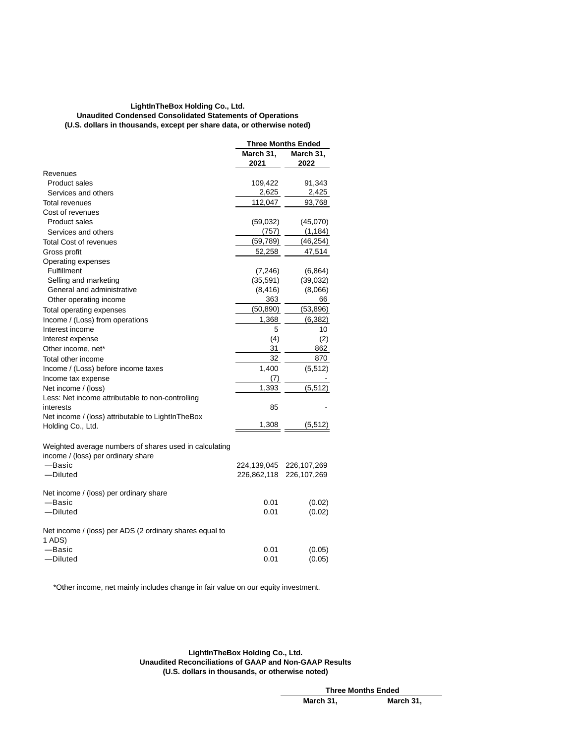**LightInTheBox Holding Co., Ltd.**
**Unaudited Condensed Consolidated Statements of Operations**
**(U.S. dollars in thousands, except per share data, or otherwise noted)**

| | Three Months Ended | |
|---|---|---|
| | March 31, 2021 | March 31, 2022 |
| Revenues | | |
| Product sales | 109,422 | 91,343 |
| Services and others | 2,625 | 2,425 |
| Total revenues | 112,047 | 93,768 |
| Cost of revenues | | |
| Product sales | (59,032) | (45,070) |
| Services and others | (757) | (1,184) |
| Total Cost of revenues | (59,789) | (46,254) |
| Gross profit | 52,258 | 47,514 |
| Operating expenses | | |
| Fulfillment | (7,246) | (6,864) |
| Selling and marketing | (35,591) | (39,032) |
| General and administrative | (8,416) | (8,066) |
| Other operating income | 363 | 66 |
| Total operating expenses | (50,890) | (53,896) |
| Income / (Loss) from operations | 1,368 | (6,382) |
| Interest income | 5 | 10 |
| Interest expense | (4) | (2) |
| Other income, net* | 31 | 862 |
| Total other income | 32 | 870 |
| Income / (Loss) before income taxes | 1,400 | (5,512) |
| Income tax expense | (7) | - |
| Net income / (loss) | 1,393 | (5,512) |
| Less: Net income attributable to non-controlling interests | 85 | - |
| Net income / (loss) attributable to LightInTheBox Holding Co., Ltd. | 1,308 | (5,512) |
| | | |
| Weighted average numbers of shares used in calculating income / (loss) per ordinary share | | |
| —Basic | 224,139,045 | 226,107,269 |
| —Diluted | 226,862,118 | 226,107,269 |
| | | |
| Net income / (loss) per ordinary share | | |
| —Basic | 0.01 | (0.02) |
| —Diluted | 0.01 | (0.02) |
| | | |
| Net income / (loss) per ADS (2 ordinary shares equal to 1 ADS) | | |
| —Basic | 0.01 | (0.05) |
| —Diluted | 0.01 | (0.05) |

*Other income, net mainly includes change in fair value on our equity investment.

**LightInTheBox Holding Co., Ltd.**
**Unaudited Reconciliations of GAAP and Non-GAAP Results**
**(U.S. dollars in thousands, or otherwise noted)**

| | Three Months Ended | |
|---|---|---|
| | March 31, | March 31, |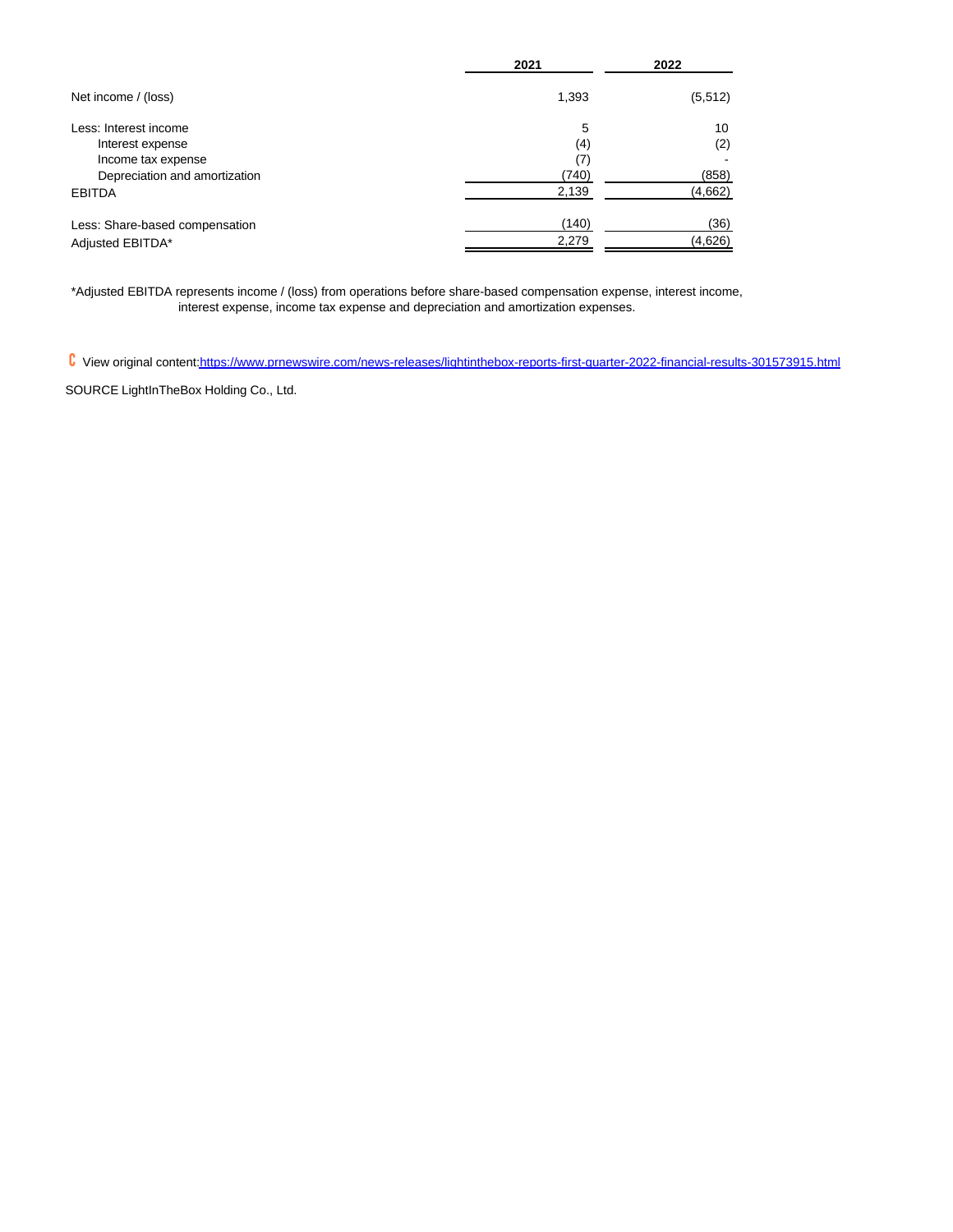| | 2021 | 2022 |
|---|---|---|
| Net income / (loss) | 1,393 | (5,512) |
| Less: Interest income | 5 | 10 |
| Interest expense | (4) | (2) |
| Income tax expense | (7) | - |
| Depreciation and amortization | (740) | (858) |
| EBITDA | 2,139 | (4,662) |
| Less: Share-based compensation | (140) | (36) |
| Adjusted EBITDA* | 2,279 | (4,626) |

*Adjusted EBITDA represents income / (loss) from operations before share-based compensation expense, interest income, interest expense, income tax expense and depreciation and amortization expenses.

View original content:[https://www.prnewswire.com/news-releases/lightinthebox-reports-first-quarter-2022-financial-results-301573915.html](https://www.prnewswire.com/news-releases/lightinthebox-reports-first-quarter-2022-financial-results-301573915.html)

SOURCE LightInTheBox Holding Co., Ltd.